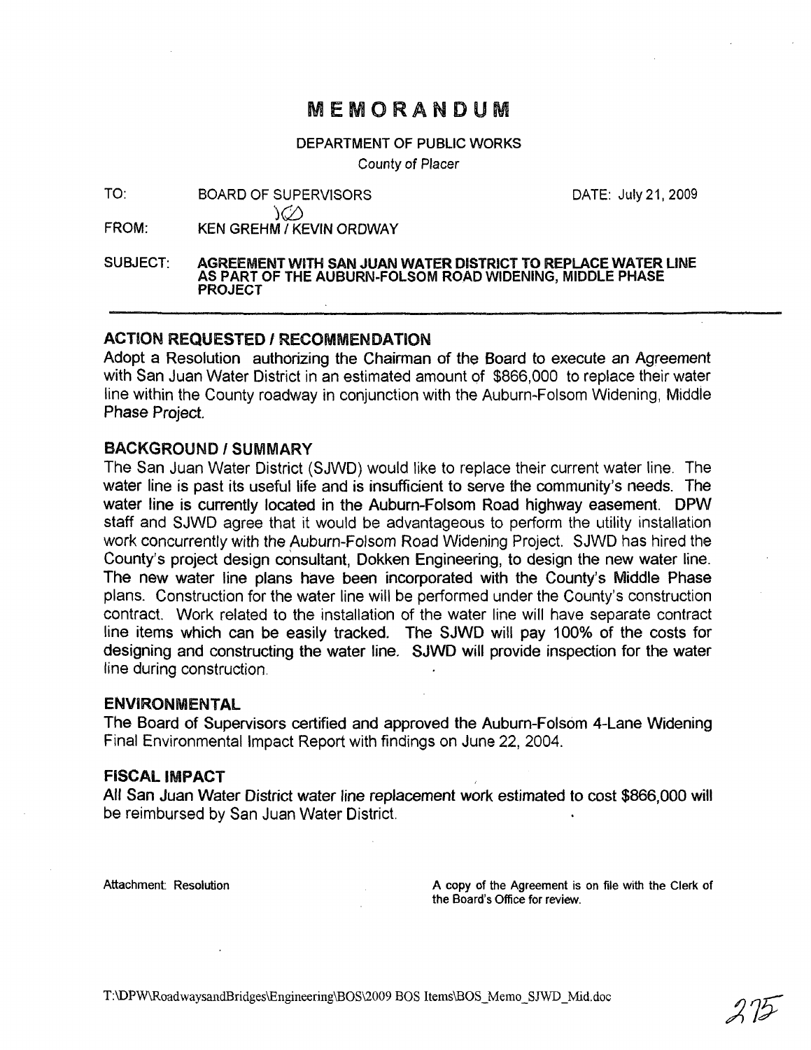# MEMORANDUM

DEPARTMENT OF PUBLIC WORKS

County of Placer

TO: BOARD OF SUPERVISORS DATE: July 21, 2009

FROM: KEN GREHM / KEVIN ORDWAY

SUBJECT: **AGREEMENT WITH SAN JUAN WATER DISTRICT TO REPLACE WATER LINE AS PART OF THE AUBURN-FOLSOM ROAD WIDENING, MIDDLE PHASE PROJECT**

---

## ACTION REQUESTED / RECOMMENDATION

Adopt a Resolution authorizing the Chairman of the Board to execute an Agreement with San Juan Water District in an estimated amount of $866,000 to replace their water line within the County roadway in conjunction with the Auburn-Folsom Widening, Middle Phase Project.

## BACKGROUND / SUMMARY

The San Juan Water District (SJWD) would like to replace their current water line. The water line is past its useful life and is insufficient to serve the community's needs. The water line is currently located in the Auburn-Folsom Road highway easement. DPW staff and SJWD agree that it would be advantageous to perform the utility installation work concurrently with the Auburn-Folsom Road Widening Project. SJWD has hired the County's project design consultant, Dokken Engineering, to design the new water line. The new water line plans have been incorporated with the County's Middle Phase plans. Construction for the water line will be performed under the County's construction contract. Work related to the installation of the water line will have separate contract line items which can be easily tracked. The SJWD will pay 100% of the costs for designing and constructing the water line. SJWD will provide inspection for the water line during construction.

## ENVIRONMENTAL

The Board of Supervisors certified and approved the Auburn-Folsom 4-Lane Widening Final Environmental Impact Report with findings on June 22, 2004.

## FISCAL IMPACT

All San Juan Water District water line replacement work estimated to cost $866,000 will be reimbursed by San Juan Water District.

Attachment: Resolution

A copy of the Agreement is on file with the Clerk of the Board's Office for review.

T:\DPW\RoadwaysandBridges\Engineering\BOS\2009 BOS Items\BOS_Memo_SJWD_Mid.doc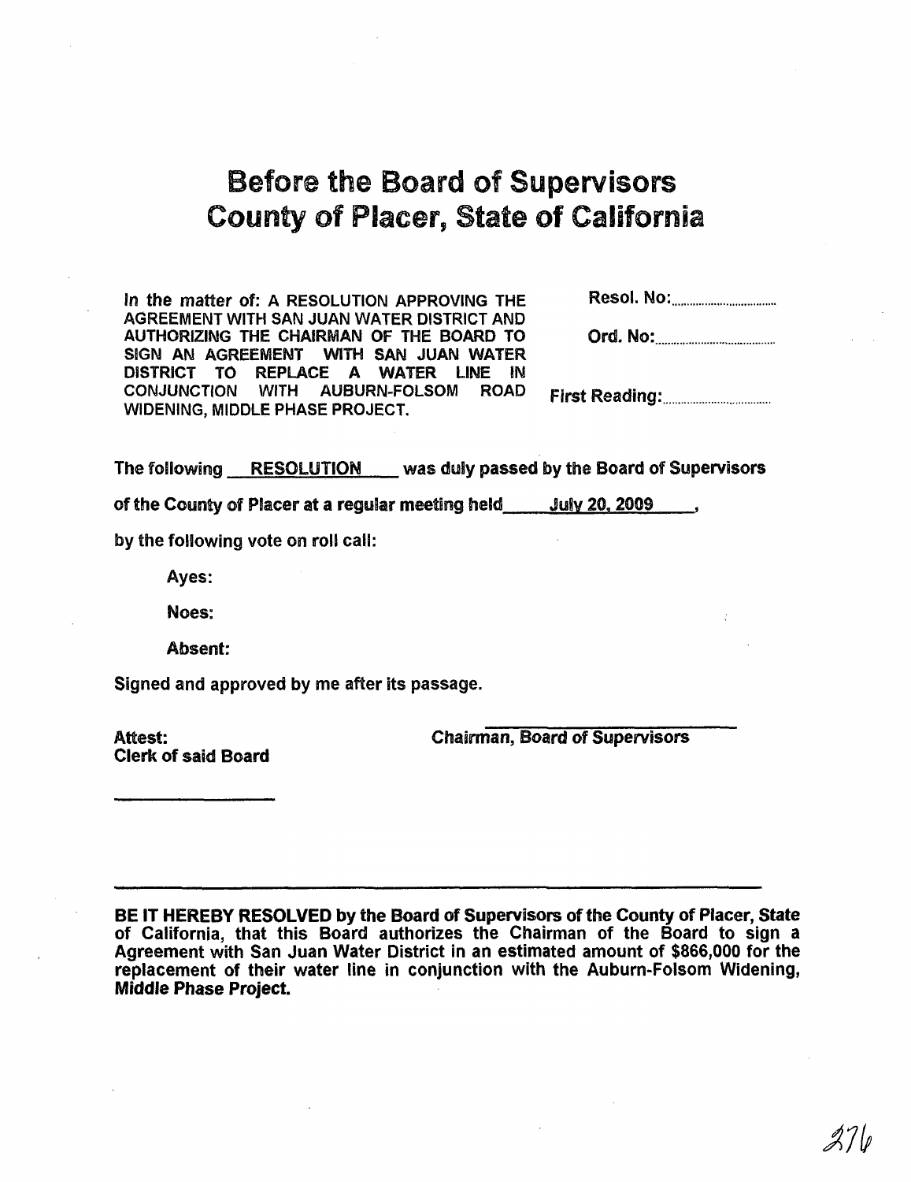# Before the Board of Supervisors
# County of Placer, State of California

In the matter of: A RESOLUTION APPROVING THE AGREEMENT WITH SAN JUAN WATER DISTRICT AND AUTHORIZING THE CHAIRMAN OF THE BOARD TO SIGN AN AGREEMENT WITH SAN JUAN WATER DISTRICT TO REPLACE A WATER LINE IN CONJUNCTION WITH AUBURN-FOLSOM ROAD WIDENING, MIDDLE PHASE PROJECT.

Resol. No:..............................

Ord. No:..............................

First Reading:..............................

The following RESOLUTION was duly passed by the Board of Supervisors

of the County of Placer at a regular meeting held July 20, 2009,

by the following vote on roll call:

Ayes:

Noes:

Absent:

Signed and approved by me after its passage.

Attest:
Clerk of said Board

______________________

Chairman, Board of Supervisors

---

**BE IT HEREBY RESOLVED by the Board of Supervisors of the County of Placer, State of California, that this Board authorizes the Chairman of the Board to sign a Agreement with San Juan Water District in an estimated amount of $866,000 for the replacement of their water line in conjunction with the Auburn-Folsom Widening, Middle Phase Project.**